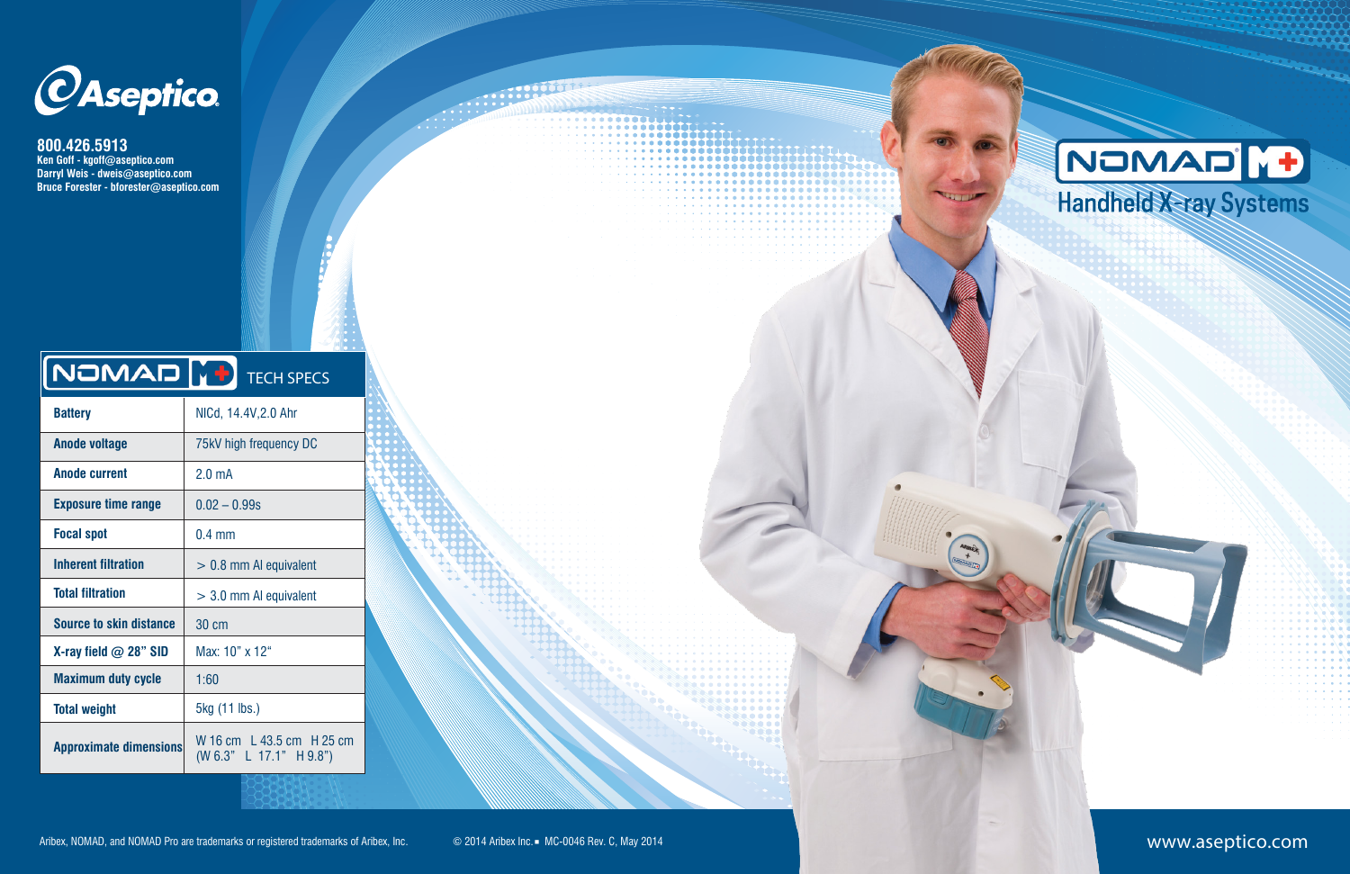# Aseptico

**800.426.5913**
**Ken Goff - kgoff@aseptico.com**
**Darryl Weis - dweis@aseptico.com**
**Bruce Forester - bforester@aseptico.com**

## NOMAD MD
### Handheld X-ray Systems

## NOMAD MD TECH SPECS

| | |
|---|---|
| **Battery** | NICd, 14.4V,2.0 Ahr |
| **Anode voltage** | 75kV high frequency DC |
| **Anode current** | 2.0 mA |
| **Exposure time range** | 0.02 – 0.99s |
| **Focal spot** | 0.4 mm |
| **Inherent filtration** | > 0.8 mm Al equivalent |
| **Total filtration** | > 3.0 mm Al equivalent |
| **Source to skin distance** | 30 cm |
| **X-ray field @ 28" SID** | Max: 10" x 12" |
| **Maximum duty cycle** | 1:60 |
| **Total weight** | 5kg (11 lbs.) |
| **Approximate dimensions** | W 16 cm L 43.5 cm H 25 cm (W 6.3" L 17.1" H 9.8") |

Aribex, NOMAD, and NOMAD Pro are trademarks or registered trademarks of Aribex, Inc.

© 2014 Aribex Inc.▪ MC-0046 Rev. C, May 2014

www.aseptico.com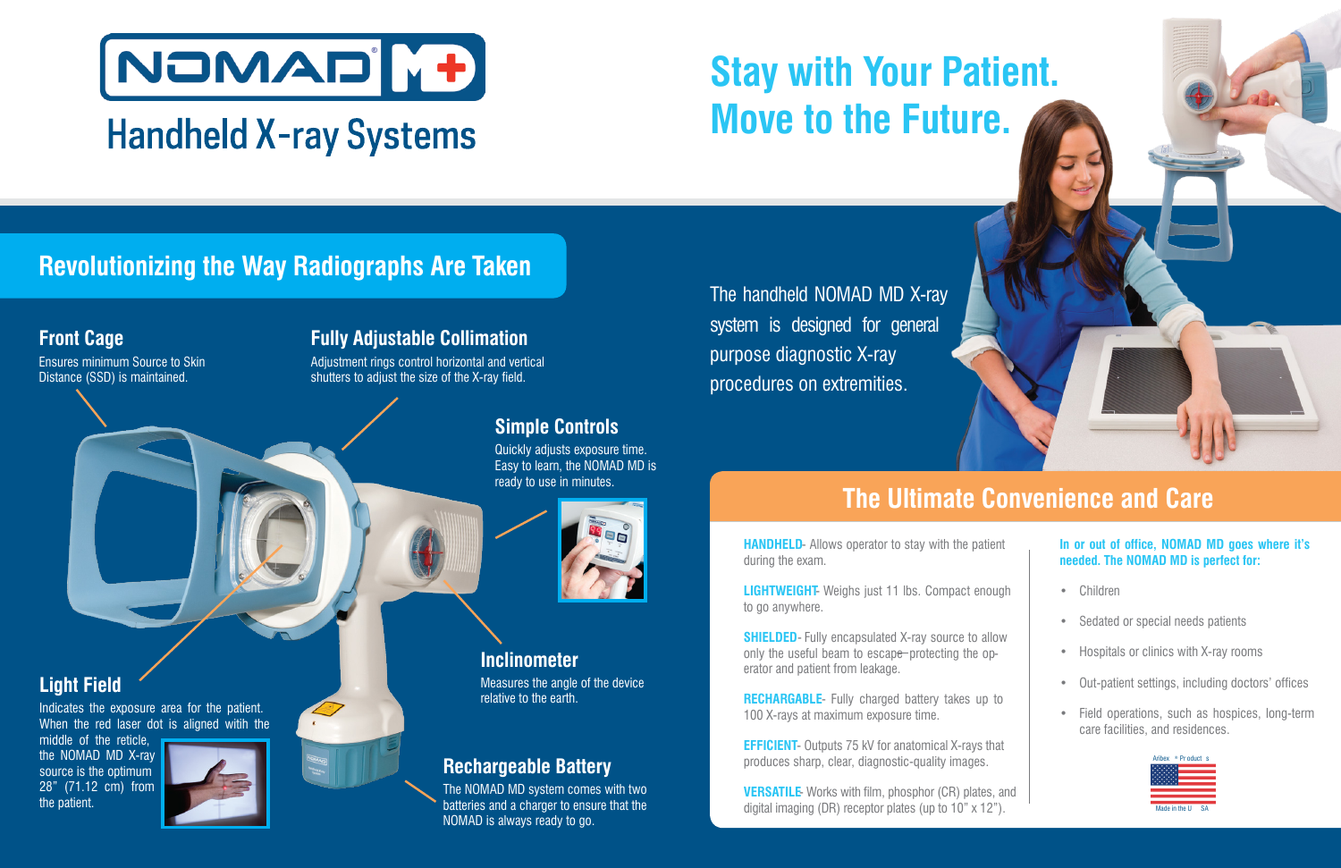# NOMAD MD

## Handheld X-ray Systems

# Stay with Your Patient. Move to the Future.

## Revolutionizing the Way Radiographs Are Taken

### Front Cage

Ensures minimum Source to Skin Distance (SSD) is maintained.

### Fully Adjustable Collimation

Adjustment rings control horizontal and vertical shutters to adjust the size of the X-ray field.

### Simple Controls

Quickly adjusts exposure time. Easy to learn, the NOMAD MD is ready to use in minutes.

### Inclinometer

Measures the angle of the device relative to the earth.

### Light Field

Indicates the exposure area for the patient. When the red laser dot is aligned witih the middle of the reticle, the NOMAD MD X-ray source is the optimum 28" (71.12 cm) from the patient.

### Rechargeable Battery

The NOMAD MD system comes with two batteries and a charger to ensure that the NOMAD is always ready to go.

The handheld NOMAD MD X-ray system is designed for general purpose diagnostic X-ray procedures on extremities.

## The Ultimate Convenience and Care

**HANDHELD**- Allows operator to stay with the patient during the exam.

**LIGHTWEIGHT**- Weighs just 11 lbs. Compact enough to go anywhere.

**SHIELDED**- Fully encapsulated X-ray source to allow only the useful beam to escape–protecting the operator and patient from leakage.

**RECHARGABLE**- Fully charged battery takes up to 100 X-rays at maximum exposure time.

**EFFICIENT**- Outputs 75 kV for anatomical X-rays that produces sharp, clear, diagnostic-quality images.

**VERSATILE**- Works with film, phosphor (CR) plates, and digital imaging (DR) receptor plates (up to 10" x 12").

**In or out of office, NOMAD MD goes where it's needed. The NOMAD MD is perfect for:**

- Children
- Sedated or special needs patients
- Hospitals or clinics with X-ray rooms
- Out-patient settings, including doctors' offices
- Field operations, such as hospices, long-term care facilities, and residences.

Aribex Products Made in the USA